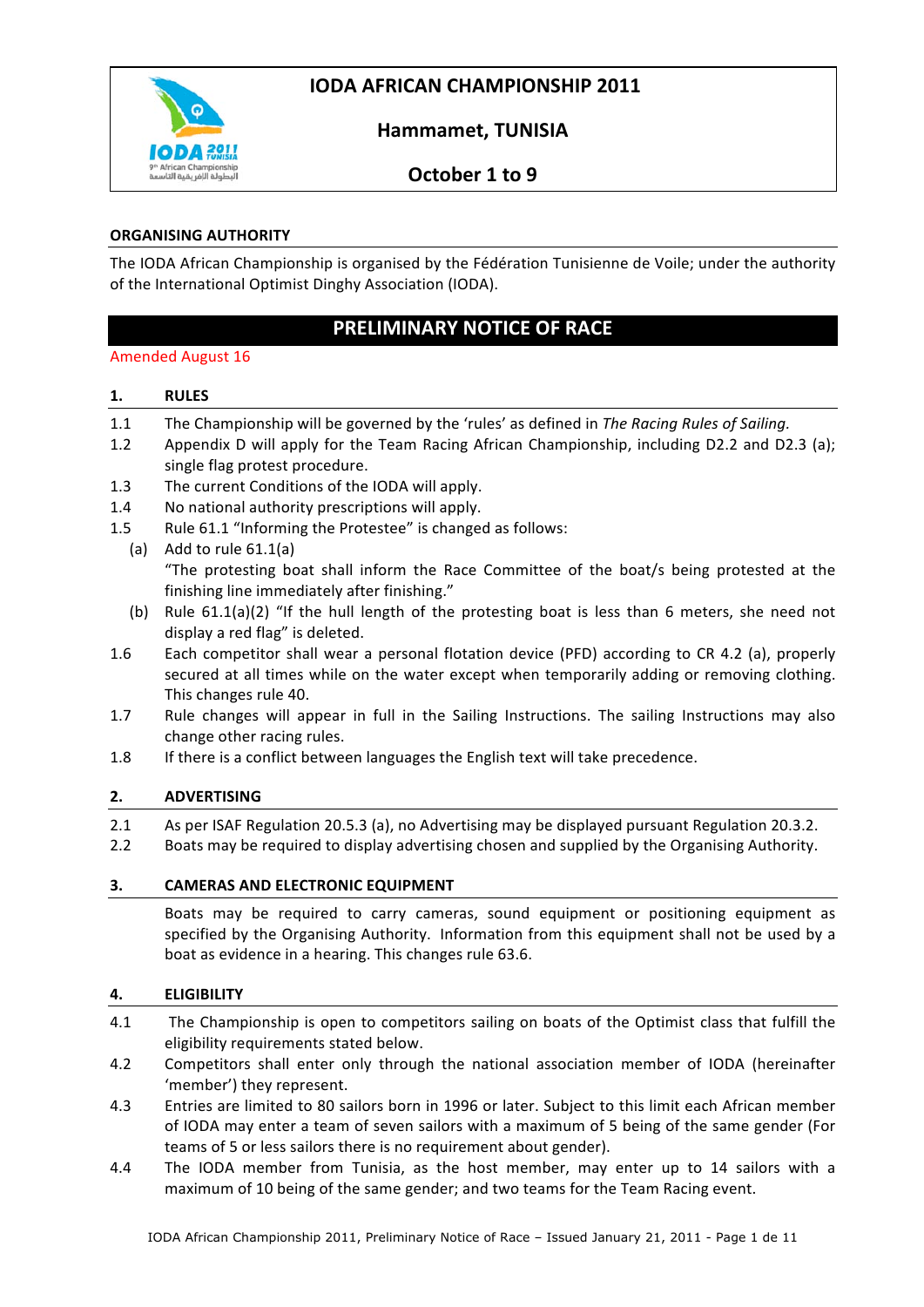# IODA AFRICAN CHAMPIONSHIP 2011

## Hammamet, TUNISIA

## October 1 to 9

**ORGANISING AUTHORITY**

The IODA African Championship is organised by the Fédération Tunisienne de Voile; under the authority of the International Optimist Dinghy Association (IODA).

## PRELIMINARY NOTICE OF RACE

Amended August 16

### 1. RULES

1.1 The Championship will be governed by the 'rules' as defined in *The Racing Rules of Sailing.*

1.2 Appendix D will apply for the Team Racing African Championship, including D2.2 and D2.3 (a); single flag protest procedure.

1.3 The current Conditions of the IODA will apply.

1.4 No national authority prescriptions will apply.

1.5 Rule 61.1 "Informing the Protestee" is changed as follows:

(a) Add to rule 61.1(a)
"The protesting boat shall inform the Race Committee of the boat/s being protested at the finishing line immediately after finishing."

(b) Rule 61.1(a)(2) "If the hull length of the protesting boat is less than 6 meters, she need not display a red flag" is deleted.

1.6 Each competitor shall wear a personal flotation device (PFD) according to CR 4.2 (a), properly secured at all times while on the water except when temporarily adding or removing clothing. This changes rule 40.

1.7 Rule changes will appear in full in the Sailing Instructions. The sailing Instructions may also change other racing rules.

1.8 If there is a conflict between languages the English text will take precedence.

### 2. ADVERTISING

2.1 As per ISAF Regulation 20.5.3 (a), no Advertising may be displayed pursuant Regulation 20.3.2.

2.2 Boats may be required to display advertising chosen and supplied by the Organising Authority.

### 3. CAMERAS AND ELECTRONIC EQUIPMENT

Boats may be required to carry cameras, sound equipment or positioning equipment as specified by the Organising Authority. Information from this equipment shall not be used by a boat as evidence in a hearing. This changes rule 63.6.

### 4. ELIGIBILITY

4.1 The Championship is open to competitors sailing on boats of the Optimist class that fulfill the eligibility requirements stated below.

4.2 Competitors shall enter only through the national association member of IODA (hereinafter 'member') they represent.

4.3 Entries are limited to 80 sailors born in 1996 or later. Subject to this limit each African member of IODA may enter a team of seven sailors with a maximum of 5 being of the same gender (For teams of 5 or less sailors there is no requirement about gender).

4.4 The IODA member from Tunisia, as the host member, may enter up to 14 sailors with a maximum of 10 being of the same gender; and two teams for the Team Racing event.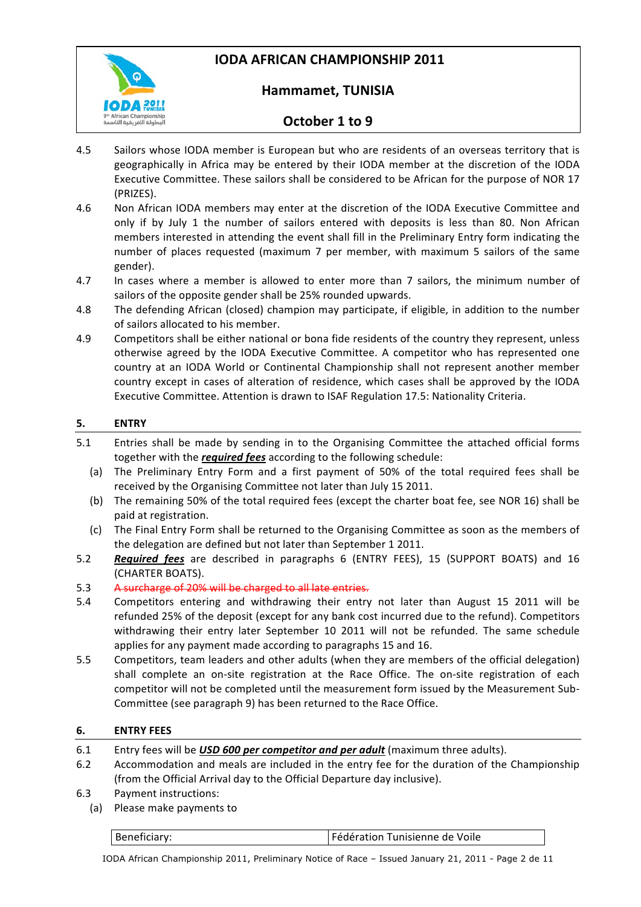4.5 Sailors whose IODA member is European but who are residents of an overseas territory that is geographically in Africa may be entered by their IODA member at the discretion of the IODA Executive Committee. These sailors shall be considered to be African for the purpose of NOR 17 (PRIZES).

4.6 Non African IODA members may enter at the discretion of the IODA Executive Committee and only if by July 1 the number of sailors entered with deposits is less than 80. Non African members interested in attending the event shall fill in the Preliminary Entry form indicating the number of places requested (maximum 7 per member, with maximum 5 sailors of the same gender).

4.7 In cases where a member is allowed to enter more than 7 sailors, the minimum number of sailors of the opposite gender shall be 25% rounded upwards.

4.8 The defending African (closed) champion may participate, if eligible, in addition to the number of sailors allocated to his member.

4.9 Competitors shall be either national or bona fide residents of the country they represent, unless otherwise agreed by the IODA Executive Committee. A competitor who has represented one country at an IODA World or Continental Championship shall not represent another member country except in cases of alteration of residence, which cases shall be approved by the IODA Executive Committee. Attention is drawn to ISAF Regulation 17.5: Nationality Criteria.

## 5. ENTRY

5.1 Entries shall be made by sending in to the Organising Committee the attached official forms together with the ***required fees*** according to the following schedule:

(a) The Preliminary Entry Form and a first payment of 50% of the total required fees shall be received by the Organising Committee not later than July 15 2011.

(b) The remaining 50% of the total required fees (except the charter boat fee, see NOR 16) shall be paid at registration.

(c) The Final Entry Form shall be returned to the Organising Committee as soon as the members of the delegation are defined but not later than September 1 2011.

5.2 ***Required fees*** are described in paragraphs 6 (ENTRY FEES), 15 (SUPPORT BOATS) and 16 (CHARTER BOATS).

5.3 ~~A surcharge of 20% will be charged to all late entries.~~

5.4 Competitors entering and withdrawing their entry not later than August 15 2011 will be refunded 25% of the deposit (except for any bank cost incurred due to the refund). Competitors withdrawing their entry later September 10 2011 will not be refunded. The same schedule applies for any payment made according to paragraphs 15 and 16.

5.5 Competitors, team leaders and other adults (when they are members of the official delegation) shall complete an on-site registration at the Race Office. The on-site registration of each competitor will not be completed until the measurement form issued by the Measurement Sub-Committee (see paragraph 9) has been returned to the Race Office.

## 6. ENTRY FEES

6.1 Entry fees will be ***USD 600 per competitor and per adult*** (maximum three adults).

6.2 Accommodation and meals are included in the entry fee for the duration of the Championship (from the Official Arrival day to the Official Departure day inclusive).

6.3 Payment instructions:

(a) Please make payments to

| | |
|---|---|
| Beneficiary: | Fédération Tunisienne de Voile |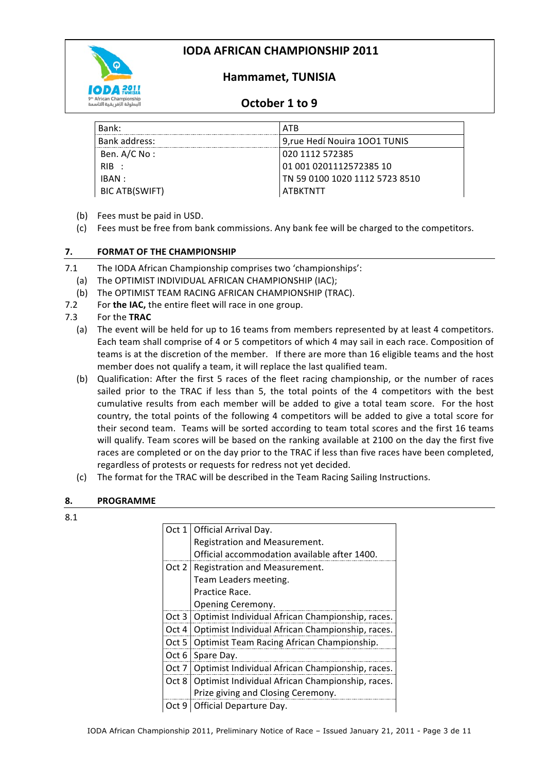# IODA AFRICAN CHAMPIONSHIP 2011

## Hammamet, TUNISIA

## October 1 to 9

| | |
|---|---|
| Bank: | ATB |
| Bank address: | 9,rue Hedí Nouira 1OO1 TUNIS |
| Ben. A/C No : | 020 1112 572385 |
| RIB : | 01 001 0201112572385 10 |
| IBAN : | TN 59 0100 1020 1112 5723 8510 |
| BIC ATB(SWIFT) | ATBKTNTT |

(b) Fees must be paid in USD.

(c) Fees must be free from bank commissions. Any bank fee will be charged to the competitors.

## 7. FORMAT OF THE CHAMPIONSHIP

7.1 The IODA African Championship comprises two 'championships':

(a) The OPTIMIST INDIVIDUAL AFRICAN CHAMPIONSHIP (IAC);

(b) The OPTIMIST TEAM RACING AFRICAN CHAMPIONSHIP (TRAC).

7.2 For **the IAC,** the entire fleet will race in one group.

7.3 For the **TRAC**

(a) The event will be held for up to 16 teams from members represented by at least 4 competitors. Each team shall comprise of 4 or 5 competitors of which 4 may sail in each race. Composition of teams is at the discretion of the member. If there are more than 16 eligible teams and the host member does not qualify a team, it will replace the last qualified team.

(b) Qualification: After the first 5 races of the fleet racing championship, or the number of races sailed prior to the TRAC if less than 5, the total points of the 4 competitors with the best cumulative results from each member will be added to give a total team score. For the host country, the total points of the following 4 competitors will be added to give a total score for their second team. Teams will be sorted according to team total scores and the first 16 teams will qualify. Team scores will be based on the ranking available at 2100 on the day the first five races are completed or on the day prior to the TRAC if less than five races have been completed, regardless of protests or requests for redress not yet decided.

(c) The format for the TRAC will be described in the Team Racing Sailing Instructions.

## 8. PROGRAMME

8.1

| | |
|---|---|
| Oct 1 | Official Arrival Day.<br>Registration and Measurement.<br>Official accommodation available after 1400. |
| Oct 2 | Registration and Measurement.<br>Team Leaders meeting.<br>Practice Race.<br>Opening Ceremony. |
| Oct 3 | Optimist Individual African Championship, races. |
| Oct 4 | Optimist Individual African Championship, races. |
| Oct 5 | Optimist Team Racing African Championship. |
| Oct 6 | Spare Day. |
| Oct 7 | Optimist Individual African Championship, races. |
| Oct 8 | Optimist Individual African Championship, races.<br>Prize giving and Closing Ceremony. |
| Oct 9 | Official Departure Day. |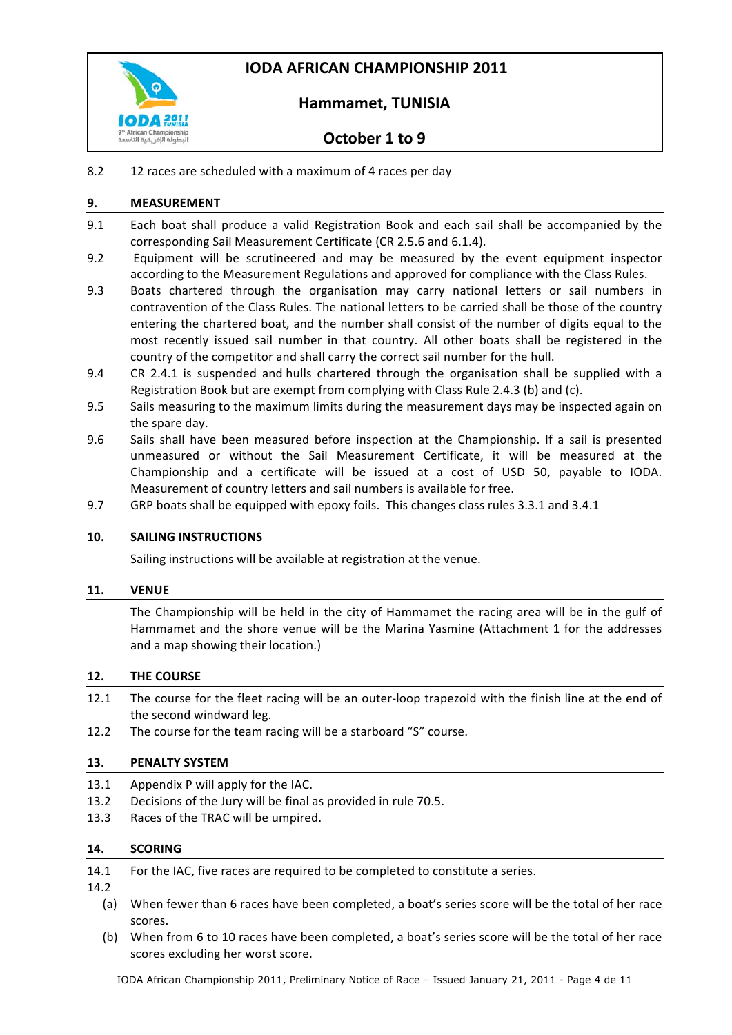8.2 12 races are scheduled with a maximum of 4 races per day

## 9. MEASUREMENT

9.1 Each boat shall produce a valid Registration Book and each sail shall be accompanied by the corresponding Sail Measurement Certificate (CR 2.5.6 and 6.1.4).

9.2 Equipment will be scrutineered and may be measured by the event equipment inspector according to the Measurement Regulations and approved for compliance with the Class Rules.

9.3 Boats chartered through the organisation may carry national letters or sail numbers in contravention of the Class Rules. The national letters to be carried shall be those of the country entering the chartered boat, and the number shall consist of the number of digits equal to the most recently issued sail number in that country. All other boats shall be registered in the country of the competitor and shall carry the correct sail number for the hull.

9.4 CR 2.4.1 is suspended and hulls chartered through the organisation shall be supplied with a Registration Book but are exempt from complying with Class Rule 2.4.3 (b) and (c).

9.5 Sails measuring to the maximum limits during the measurement days may be inspected again on the spare day.

9.6 Sails shall have been measured before inspection at the Championship. If a sail is presented unmeasured or without the Sail Measurement Certificate, it will be measured at the Championship and a certificate will be issued at a cost of USD 50, payable to IODA. Measurement of country letters and sail numbers is available for free.

9.7 GRP boats shall be equipped with epoxy foils. This changes class rules 3.3.1 and 3.4.1

## 10. SAILING INSTRUCTIONS

Sailing instructions will be available at registration at the venue.

## 11. VENUE

The Championship will be held in the city of Hammamet the racing area will be in the gulf of Hammamet and the shore venue will be the Marina Yasmine (Attachment 1 for the addresses and a map showing their location.)

## 12. THE COURSE

12.1 The course for the fleet racing will be an outer-loop trapezoid with the finish line at the end of the second windward leg.

12.2 The course for the team racing will be a starboard "S" course.

## 13. PENALTY SYSTEM

13.1 Appendix P will apply for the IAC.

13.2 Decisions of the Jury will be final as provided in rule 70.5.

13.3 Races of the TRAC will be umpired.

## 14. SCORING

14.1 For the IAC, five races are required to be completed to constitute a series.

14.2

(a) When fewer than 6 races have been completed, a boat's series score will be the total of her race scores.

(b) When from 6 to 10 races have been completed, a boat's series score will be the total of her race scores excluding her worst score.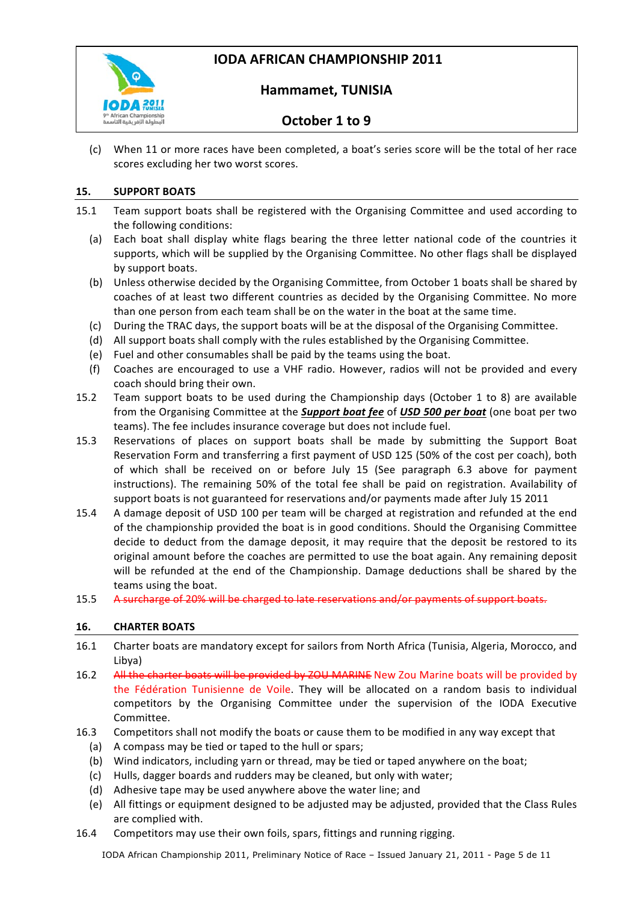(c) When 11 or more races have been completed, a boat's series score will be the total of her race scores excluding her two worst scores.

## 15. SUPPORT BOATS

15.1 Team support boats shall be registered with the Organising Committee and used according to the following conditions:

(a) Each boat shall display white flags bearing the three letter national code of the countries it supports, which will be supplied by the Organising Committee. No other flags shall be displayed by support boats.

(b) Unless otherwise decided by the Organising Committee, from October 1 boats shall be shared by coaches of at least two different countries as decided by the Organising Committee. No more than one person from each team shall be on the water in the boat at the same time.

(c) During the TRAC days, the support boats will be at the disposal of the Organising Committee.

(d) All support boats shall comply with the rules established by the Organising Committee.

(e) Fuel and other consumables shall be paid by the teams using the boat.

(f) Coaches are encouraged to use a VHF radio. However, radios will not be provided and every coach should bring their own.

15.2 Team support boats to be used during the Championship days (October 1 to 8) are available from the Organising Committee at the ***Support boat fee*** of ***USD 500 per boat*** (one boat per two teams). The fee includes insurance coverage but does not include fuel.

15.3 Reservations of places on support boats shall be made by submitting the Support Boat Reservation Form and transferring a first payment of USD 125 (50% of the cost per coach), both of which shall be received on or before July 15 (See paragraph 6.3 above for payment instructions). The remaining 50% of the total fee shall be paid on registration. Availability of support boats is not guaranteed for reservations and/or payments made after July 15 2011

15.4 A damage deposit of USD 100 per team will be charged at registration and refunded at the end of the championship provided the boat is in good conditions. Should the Organising Committee decide to deduct from the damage deposit, it may require that the deposit be restored to its original amount before the coaches are permitted to use the boat again. Any remaining deposit will be refunded at the end of the Championship. Damage deductions shall be shared by the teams using the boat.

15.5 ~~A surcharge of 20% will be charged to late reservations and/or payments of support boats.~~

## 16. CHARTER BOATS

16.1 Charter boats are mandatory except for sailors from North Africa (Tunisia, Algeria, Morocco, and Libya)

16.2 ~~All the charter boats will be provided by ZOU MARINE~~ New Zou Marine boats will be provided by the Fédération Tunisienne de Voile. They will be allocated on a random basis to individual competitors by the Organising Committee under the supervision of the IODA Executive Committee.

16.3 Competitors shall not modify the boats or cause them to be modified in any way except that

(a) A compass may be tied or taped to the hull or spars;

(b) Wind indicators, including yarn or thread, may be tied or taped anywhere on the boat;

(c) Hulls, dagger boards and rudders may be cleaned, but only with water;

(d) Adhesive tape may be used anywhere above the water line; and

(e) All fittings or equipment designed to be adjusted may be adjusted, provided that the Class Rules are complied with.

16.4 Competitors may use their own foils, spars, fittings and running rigging.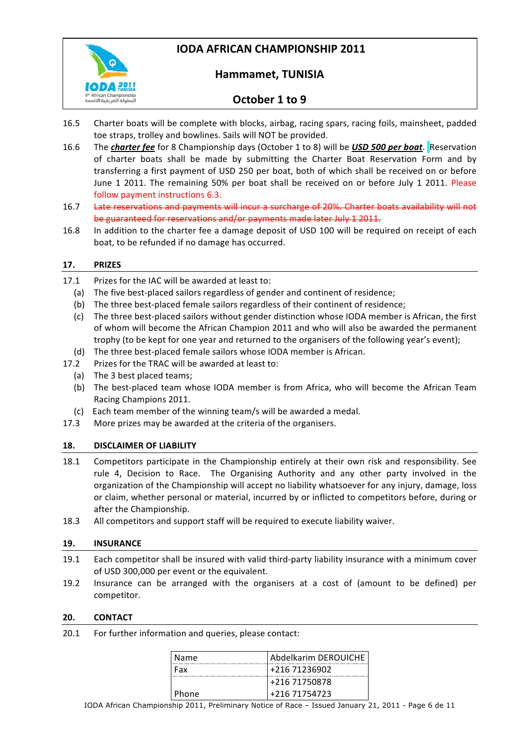16.5 Charter boats will be complete with blocks, airbag, racing spars, racing foils, mainsheet, padded toe straps, trolley and bowlines. Sails will NOT be provided.

16.6 The ***charter fee*** for 8 Championship days (October 1 to 8) will be ***USD 500 per boat***. Reservation of charter boats shall be made by submitting the Charter Boat Reservation Form and by transferring a first payment of USD 250 per boat, both of which shall be received on or before June 1 2011. The remaining 50% per boat shall be received on or before July 1 2011. Please follow payment instructions 6.3.

16.7 ~~Late reservations and payments will incur a surcharge of 20%. Charter boats availability will not be guaranteed for reservations and/or payments made later July 1 2011.~~

16.8 In addition to the charter fee a damage deposit of USD 100 will be required on receipt of each boat, to be refunded if no damage has occurred.

## 17. PRIZES

17.1 Prizes for the IAC will be awarded at least to:

(a) The five best-placed sailors regardless of gender and continent of residence;

(b) The three best-placed female sailors regardless of their continent of residence;

(c) The three best-placed sailors without gender distinction whose IODA member is African, the first of whom will become the African Champion 2011 and who will also be awarded the permanent trophy (to be kept for one year and returned to the organisers of the following year's event);

(d) The three best-placed female sailors whose IODA member is African.

17.2 Prizes for the TRAC will be awarded at least to:

(a) The 3 best placed teams;

(b) The best-placed team whose IODA member is from Africa, who will become the African Team Racing Champions 2011.

(c) Each team member of the winning team/s will be awarded a medal.

17.3 More prizes may be awarded at the criteria of the organisers.

## 18. DISCLAIMER OF LIABILITY

18.1 Competitors participate in the Championship entirely at their own risk and responsibility. See rule 4, Decision to Race. The Organising Authority and any other party involved in the organization of the Championship will accept no liability whatsoever for any injury, damage, loss or claim, whether personal or material, incurred by or inflicted to competitors before, during or after the Championship.

18.3 All competitors and support staff will be required to execute liability waiver.

## 19. INSURANCE

19.1 Each competitor shall be insured with valid third-party liability insurance with a minimum cover of USD 300,000 per event or the equivalent.

19.2 Insurance can be arranged with the organisers at a cost of (amount to be defined) per competitor.

## 20. CONTACT

20.1 For further information and queries, please contact:

| | |
|---|---|
| Name | Abdelkarim DEROUICHE |
| Fax | +216 71236902 |
| Phone | +216 71750878<br>+216 71754723 |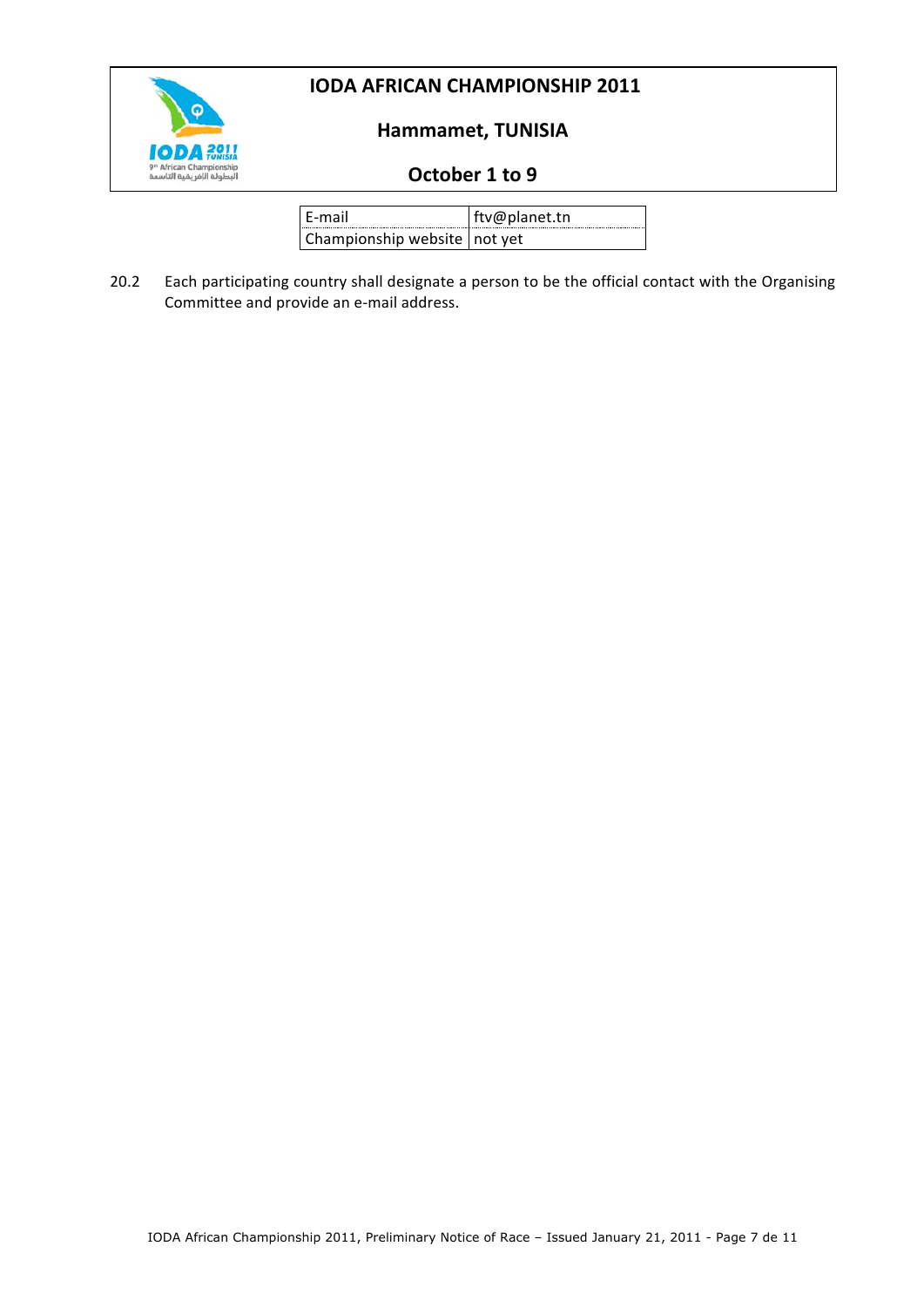| | |
|---|---|
| E-mail | ftv@planet.tn |
| Championship website | not yet |

20.2 Each participating country shall designate a person to be the official contact with the Organising Committee and provide an e-mail address.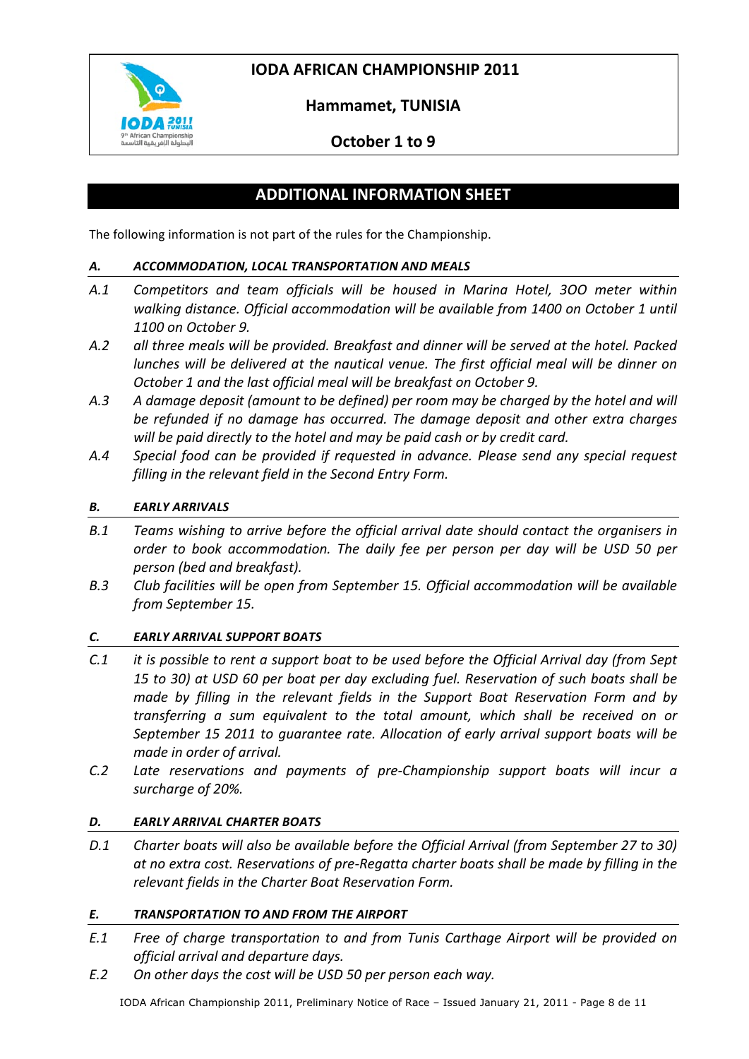**IODA AFRICAN CHAMPIONSHIP 2011**

**Hammamet, TUNISIA**

**October 1 to 9**

## ADDITIONAL INFORMATION SHEET

The following information is not part of the rules for the Championship.

### *A. ACCOMMODATION, LOCAL TRANSPORTATION AND MEALS*

*A.1 Competitors and team officials will be housed in Marina Hotel, 3OO meter within walking distance. Official accommodation will be available from 1400 on October 1 until 1100 on October 9.*

*A.2 all three meals will be provided. Breakfast and dinner will be served at the hotel. Packed lunches will be delivered at the nautical venue. The first official meal will be dinner on October 1 and the last official meal will be breakfast on October 9.*

*A.3 A damage deposit (amount to be defined) per room may be charged by the hotel and will be refunded if no damage has occurred. The damage deposit and other extra charges will be paid directly to the hotel and may be paid cash or by credit card.*

*A.4 Special food can be provided if requested in advance. Please send any special request filling in the relevant field in the Second Entry Form.*

### *B. EARLY ARRIVALS*

*B.1 Teams wishing to arrive before the official arrival date should contact the organisers in order to book accommodation. The daily fee per person per day will be USD 50 per person (bed and breakfast).*

*B.3 Club facilities will be open from September 15. Official accommodation will be available from September 15.*

### *C. EARLY ARRIVAL SUPPORT BOATS*

*C.1 it is possible to rent a support boat to be used before the Official Arrival day (from Sept 15 to 30) at USD 60 per boat per day excluding fuel. Reservation of such boats shall be made by filling in the relevant fields in the Support Boat Reservation Form and by transferring a sum equivalent to the total amount, which shall be received on or September 15 2011 to guarantee rate. Allocation of early arrival support boats will be made in order of arrival.*

*C.2 Late reservations and payments of pre-Championship support boats will incur a surcharge of 20%.*

### *D. EARLY ARRIVAL CHARTER BOATS*

*D.1 Charter boats will also be available before the Official Arrival (from September 27 to 30) at no extra cost. Reservations of pre-Regatta charter boats shall be made by filling in the relevant fields in the Charter Boat Reservation Form.*

### *E. TRANSPORTATION TO AND FROM THE AIRPORT*

*E.1 Free of charge transportation to and from Tunis Carthage Airport will be provided on official arrival and departure days.*

*E.2 On other days the cost will be USD 50 per person each way.*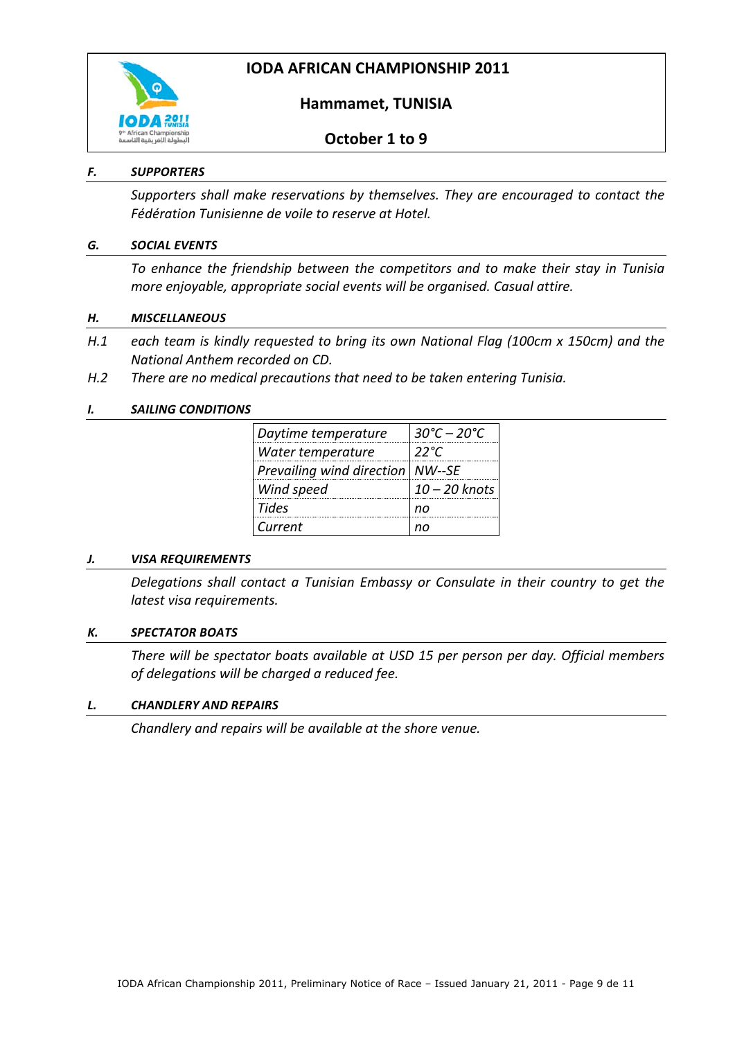# IODA AFRICAN CHAMPIONSHIP 2011

## Hammamet, TUNISIA

## October 1 to 9

### *F. SUPPORTERS*

*Supporters shall make reservations by themselves. They are encouraged to contact the Fédération Tunisienne de voile to reserve at Hotel.*

### *G. SOCIAL EVENTS*

*To enhance the friendship between the competitors and to make their stay in Tunisia more enjoyable, appropriate social events will be organised. Casual attire.*

### *H. MISCELLANEOUS*

*H.1 each team is kindly requested to bring its own National Flag (100cm x 150cm) and the National Anthem recorded on CD.*

*H.2 There are no medical precautions that need to be taken entering Tunisia.*

### *I. SAILING CONDITIONS*

| | |
|---|---|
| *Daytime temperature* | *30°C – 20°C* |
| *Water temperature* | *22°C* |
| *Prevailing wind direction* | *NW--SE* |
| *Wind speed* | *10 – 20 knots* |
| *Tides* | *no* |
| *Current* | *no* |

### *J. VISA REQUIREMENTS*

*Delegations shall contact a Tunisian Embassy or Consulate in their country to get the latest visa requirements.*

### *K. SPECTATOR BOATS*

*There will be spectator boats available at USD 15 per person per day. Official members of delegations will be charged a reduced fee.*

### *L. CHANDLERY AND REPAIRS*

*Chandlery and repairs will be available at the shore venue.*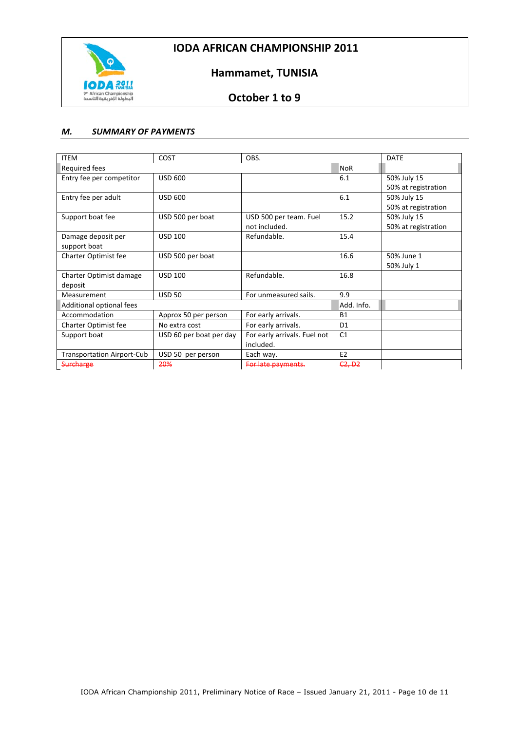# IODA AFRICAN CHAMPIONSHIP 2011

## Hammamet, TUNISIA

## October 1 to 9

### *M. SUMMARY OF PAYMENTS*

| ITEM | COST | OBS. | | DATE |
|---|---|---|---|---|
| Required fees | | | NoR | |
| Entry fee per competitor | USD 600 | | 6.1 | 50% July 15<br>50% at registration |
| Entry fee per adult | USD 600 | | 6.1 | 50% July 15<br>50% at registration |
| Support boat fee | USD 500 per boat | USD 500 per team. Fuel not included. | 15.2 | 50% July 15<br>50% at registration |
| Damage deposit per support boat | USD 100 | Refundable. | 15.4 | |
| Charter Optimist fee | USD 500 per boat | | 16.6 | 50% June 1<br>50% July 1 |
| Charter Optimist damage deposit | USD 100 | Refundable. | 16.8 | |
| Measurement | USD 50 | For unmeasured sails. | 9.9 | |
| Additional optional fees | | | Add. Info. | |
| Accommodation | Approx 50 per person | For early arrivals. | B1 | |
| Charter Optimist fee | No extra cost | For early arrivals. | D1 | |
| Support boat | USD 60 per boat per day | For early arrivals. Fuel not included. | C1 | |
| Transportation Airport-Cub | USD 50 per person | Each way. | E2 | |
| ~~Surcharge~~ | ~~20%~~ | ~~For late payments.~~ | ~~C2, D2~~ | |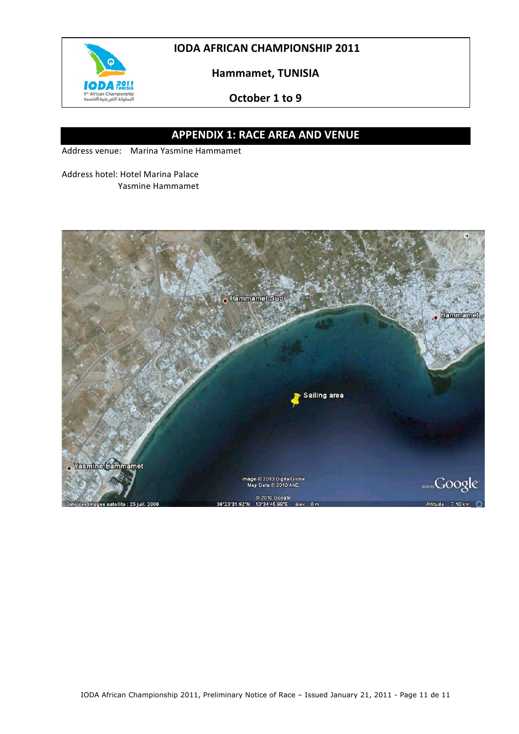## APPENDIX 1: RACE AREA AND VENUE

Address venue: Marina Yasmine Hammamet

Address hotel: Hotel Marina Palace
Yasmine Hammamet

Hammamet Sud

Hammamet

Sailing area

Yasmine Hammamet

Image © 2010 DigitalGlobe
Map Data © 2010 AND
© 2010 Google

Date des images satellite : 25 juil. 2006

36°23'31.92"N 10°34'45.99"E élev. 0 m

Altitude 7.10 km